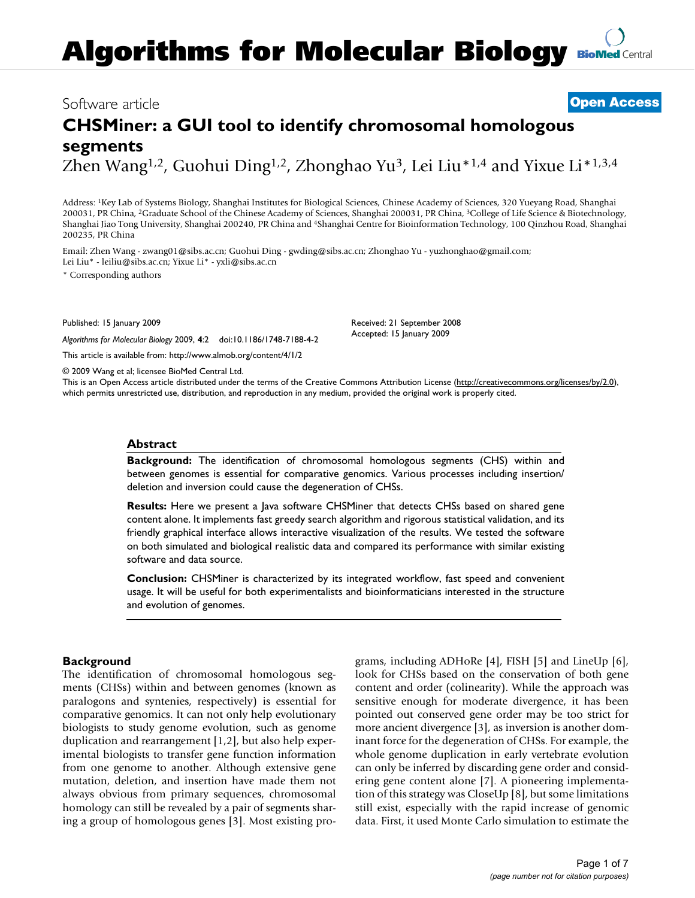Software article

**Open Access**

# CHSMiner: a GUI tool to identify chromosomal homologous segments

Zhen Wang[1,2], Guohui Ding[1,2], Zhonghao Yu[3], Lei Liu*[1,4] and Yixue Li*[1,3,4]

Address: [1]Key Lab of Systems Biology, Shanghai Institutes for Biological Sciences, Chinese Academy of Sciences, 320 Yueyang Road, Shanghai 200031, PR China, [2]Graduate School of the Chinese Academy of Sciences, Shanghai 200031, PR China, [3]College of Life Science & Biotechnology, Shanghai Jiao Tong University, Shanghai 200240, PR China and [4]Shanghai Centre for Bioinformation Technology, 100 Qinzhou Road, Shanghai 200235, PR China

Email: Zhen Wang - zwang01@sibs.ac.cn; Guohui Ding - gwding@sibs.ac.cn; Zhonghao Yu - yuzhonghao@gmail.com; Lei Liu* - leiliu@sibs.ac.cn; Yixue Li* - yxli@sibs.ac.cn

* Corresponding authors

Published: 15 January 2009

*Algorithms for Molecular Biology* 2009, **4**:2 doi:10.1186/1748-7188-4-2

This article is available from: http://www.almob.org/content/4/1/2

Received: 21 September 2008
Accepted: 15 January 2009

© 2009 Wang et al; licensee BioMed Central Ltd.

This is an Open Access article distributed under the terms of the Creative Commons Attribution License (http://creativecommons.org/licenses/by/2.0), which permits unrestricted use, distribution, and reproduction in any medium, provided the original work is properly cited.

## Abstract

**Background:** The identification of chromosomal homologous segments (CHS) within and between genomes is essential for comparative genomics. Various processes including insertion/deletion and inversion could cause the degeneration of CHSs.

**Results:** Here we present a Java software CHSMiner that detects CHSs based on shared gene content alone. It implements fast greedy search algorithm and rigorous statistical validation, and its friendly graphical interface allows interactive visualization of the results. We tested the software on both simulated and biological realistic data and compared its performance with similar existing software and data source.

**Conclusion:** CHSMiner is characterized by its integrated workflow, fast speed and convenient usage. It will be useful for both experimentalists and bioinformaticians interested in the structure and evolution of genomes.

## Background

The identification of chromosomal homologous segments (CHSs) within and between genomes (known as paralogons and syntenies, respectively) is essential for comparative genomics. It can not only help evolutionary biologists to study genome evolution, such as genome duplication and rearrangement [1,2], but also help experimental biologists to transfer gene function information from one genome to another. Although extensive gene mutation, deletion, and insertion have made them not always obvious from primary sequences, chromosomal homology can still be revealed by a pair of segments sharing a group of homologous genes [3]. Most existing programs, including ADHoRe [4], FISH [5] and LineUp [6], look for CHSs based on the conservation of both gene content and order (colinearity). While the approach was sensitive enough for moderate divergence, it has been pointed out conserved gene order may be too strict for more ancient divergence [3], as inversion is another dominant force for the degeneration of CHSs. For example, the whole genome duplication in early vertebrate evolution can only be inferred by discarding gene order and considering gene content alone [7]. A pioneering implementation of this strategy was CloseUp [8], but some limitations still exist, especially with the rapid increase of genomic data. First, it used Monte Carlo simulation to estimate the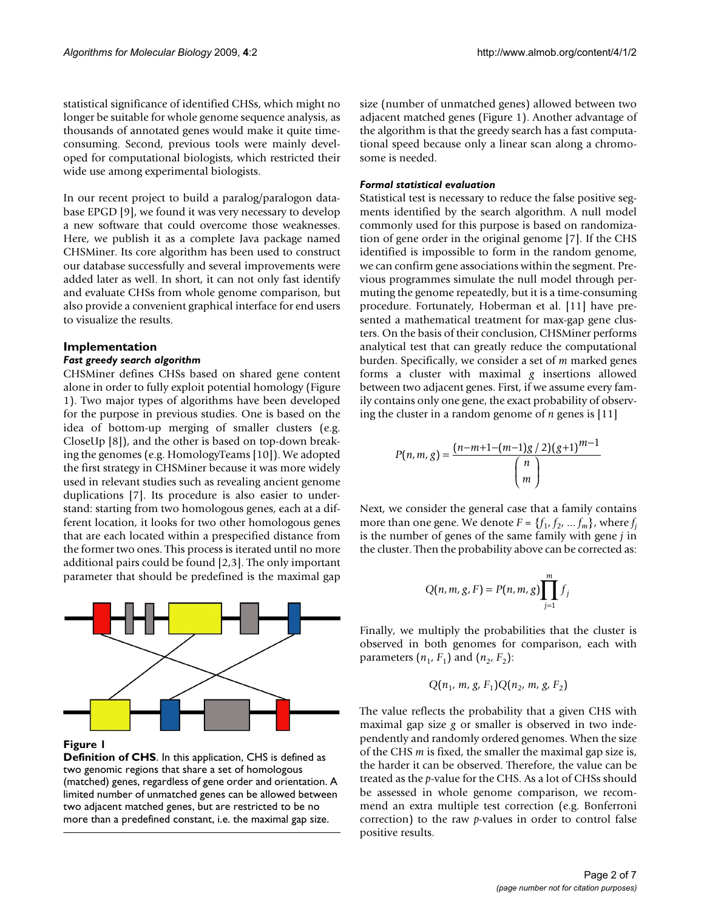statistical significance of identified CHSs, which might no longer be suitable for whole genome sequence analysis, as thousands of annotated genes would make it quite time-consuming. Second, previous tools were mainly developed for computational biologists, which restricted their wide use among experimental biologists.

In our recent project to build a paralog/paralogon database EPGD [9], we found it was very necessary to develop a new software that could overcome those weaknesses. Here, we publish it as a complete Java package named CHSMiner. Its core algorithm has been used to construct our database successfully and several improvements were added later as well. In short, it can not only fast identify and evaluate CHSs from whole genome comparison, but also provide a convenient graphical interface for end users to visualize the results.

## Implementation

### *Fast greedy search algorithm*

CHSMiner defines CHSs based on shared gene content alone in order to fully exploit potential homology (Figure 1). Two major types of algorithms have been developed for the purpose in previous studies. One is based on the idea of bottom-up merging of smaller clusters (e.g. CloseUp [8]), and the other is based on top-down breaking the genomes (e.g. HomologyTeams [10]). We adopted the first strategy in CHSMiner because it was more widely used in relevant studies such as revealing ancient genome duplications [7]. Its procedure is also easier to understand: starting from two homologous genes, each at a different location, it looks for two other homologous genes that are each located within a prespecified distance from the former two ones. This process is iterated until no more additional pairs could be found [2,3]. The only important parameter that should be predefined is the maximal gap size (number of unmatched genes) allowed between two adjacent matched genes (Figure 1). Another advantage of the algorithm is that the greedy search has a fast computational speed because only a linear scan along a chromosome is needed.

**Figure 1**

**Definition of CHS**. In this application, CHS is defined as two genomic regions that share a set of homologous (matched) genes, regardless of gene order and orientation. A limited number of unmatched genes can be allowed between two adjacent matched genes, but are restricted to be no more than a predefined constant, i.e. the maximal gap size.

### *Formal statistical evaluation*

Statistical test is necessary to reduce the false positive segments identified by the search algorithm. A null model commonly used for this purpose is based on randomization of gene order in the original genome [7]. If the CHS identified is impossible to form in the random genome, we can confirm gene associations within the segment. Previous programmes simulate the null model through permuting the genome repeatedly, but it is a time-consuming procedure. Fortunately, Hoberman et al. [11] have presented a mathematical treatment for max-gap gene clusters. On the basis of their conclusion, CHSMiner performs analytical test that can greatly reduce the computational burden. Specifically, we consider a set of $m$ marked genes forms a cluster with maximal $g$ insertions allowed between two adjacent genes. First, if we assume every family contains only one gene, the exact probability of observing the cluster in a random genome of $n$ genes is [11]

$$P(n,m,g) = \frac{(n-m+1-(m-1)g/2)(g+1)^{m-1}}{\binom{n}{m}}$$

Next, we consider the general case that a family contains more than one gene. We denote $F = \{f_1, f_2, \ldots f_m\}$, where $f_j$ is the number of genes of the same family with gene $j$ in the cluster. Then the probability above can be corrected as:

$$Q(n,m,g,F) = P(n,m,g)\prod_{j=1}^{m} f_j$$

Finally, we multiply the probabilities that the cluster is observed in both genomes for comparison, each with parameters $(n_1, F_1)$ and $(n_2, F_2)$:

$$Q(n_1, m, g, F_1)Q(n_2, m, g, F_2)$$

The value reflects the probability that a given CHS with maximal gap size $g$ or smaller is observed in two independently and randomly ordered genomes. When the size of the CHS $m$ is fixed, the smaller the maximal gap size is, the harder it can be observed. Therefore, the value can be treated as the $p$-value for the CHS. As a lot of CHSs should be assessed in whole genome comparison, we recommend an extra multiple test correction (e.g. Bonferroni correction) to the raw $p$-values in order to control false positive results.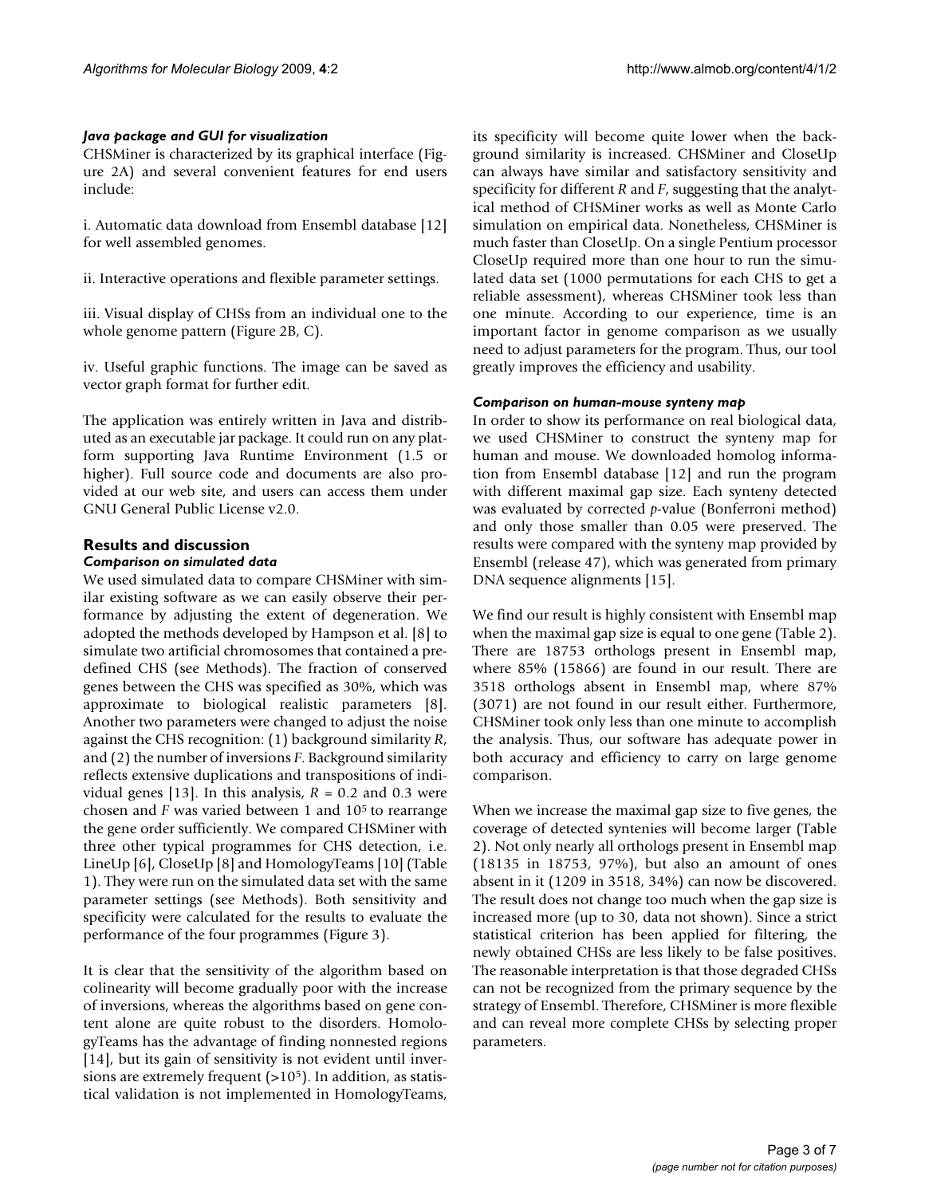#### *Java package and GUI for visualization*

CHSMiner is characterized by its graphical interface (Figure 2A) and several convenient features for end users include:

i. Automatic data download from Ensembl database [12] for well assembled genomes.

ii. Interactive operations and flexible parameter settings.

iii. Visual display of CHSs from an individual one to the whole genome pattern (Figure 2B, C).

iv. Useful graphic functions. The image can be saved as vector graph format for further edit.

The application was entirely written in Java and distributed as an executable jar package. It could run on any platform supporting Java Runtime Environment (1.5 or higher). Full source code and documents are also provided at our web site, and users can access them under GNU General Public License v2.0.

## Results and discussion

#### *Comparison on simulated data*

We used simulated data to compare CHSMiner with similar existing software as we can easily observe their performance by adjusting the extent of degeneration. We adopted the methods developed by Hampson et al. [8] to simulate two artificial chromosomes that contained a predefined CHS (see Methods). The fraction of conserved genes between the CHS was specified as 30%, which was approximate to biological realistic parameters [8]. Another two parameters were changed to adjust the noise against the CHS recognition: (1) background similarity *R*, and (2) the number of inversions *F*. Background similarity reflects extensive duplications and transpositions of individual genes [13]. In this analysis, $R = 0.2$ and 0.3 were chosen and *F* was varied between 1 and $10^5$ to rearrange the gene order sufficiently. We compared CHSMiner with three other typical programmes for CHS detection, i.e. LineUp [6], CloseUp [8] and HomologyTeams [10] (Table 1). They were run on the simulated data set with the same parameter settings (see Methods). Both sensitivity and specificity were calculated for the results to evaluate the performance of the four programmes (Figure 3).

It is clear that the sensitivity of the algorithm based on colinearity will become gradually poor with the increase of inversions, whereas the algorithms based on gene content alone are quite robust to the disorders. HomologyTeams has the advantage of finding nonnested regions [14], but its gain of sensitivity is not evident until inversions are extremely frequent ($>10^5$). In addition, as statistical validation is not implemented in HomologyTeams, its specificity will become quite lower when the background similarity is increased. CHSMiner and CloseUp can always have similar and satisfactory sensitivity and specificity for different *R* and *F*, suggesting that the analytical method of CHSMiner works as well as Monte Carlo simulation on empirical data. Nonetheless, CHSMiner is much faster than CloseUp. On a single Pentium processor CloseUp required more than one hour to run the simulated data set (1000 permutations for each CHS to get a reliable assessment), whereas CHSMiner took less than one minute. According to our experience, time is an important factor in genome comparison as we usually need to adjust parameters for the program. Thus, our tool greatly improves the efficiency and usability.

#### *Comparison on human-mouse synteny map*

In order to show its performance on real biological data, we used CHSMiner to construct the synteny map for human and mouse. We downloaded homolog information from Ensembl database [12] and run the program with different maximal gap size. Each synteny detected was evaluated by corrected *p*-value (Bonferroni method) and only those smaller than 0.05 were preserved. The results were compared with the synteny map provided by Ensembl (release 47), which was generated from primary DNA sequence alignments [15].

We find our result is highly consistent with Ensembl map when the maximal gap size is equal to one gene (Table 2). There are 18753 orthologs present in Ensembl map, where 85% (15866) are found in our result. There are 3518 orthologs absent in Ensembl map, where 87% (3071) are not found in our result either. Furthermore, CHSMiner took only less than one minute to accomplish the analysis. Thus, our software has adequate power in both accuracy and efficiency to carry on large genome comparison.

When we increase the maximal gap size to five genes, the coverage of detected syntenies will become larger (Table 2). Not only nearly all orthologs present in Ensembl map (18135 in 18753, 97%), but also an amount of ones absent in it (1209 in 3518, 34%) can now be discovered. The result does not change too much when the gap size is increased more (up to 30, data not shown). Since a strict statistical criterion has been applied for filtering, the newly obtained CHSs are less likely to be false positives. The reasonable interpretation is that those degraded CHSs can not be recognized from the primary sequence by the strategy of Ensembl. Therefore, CHSMiner is more flexible and can reveal more complete CHSs by selecting proper parameters.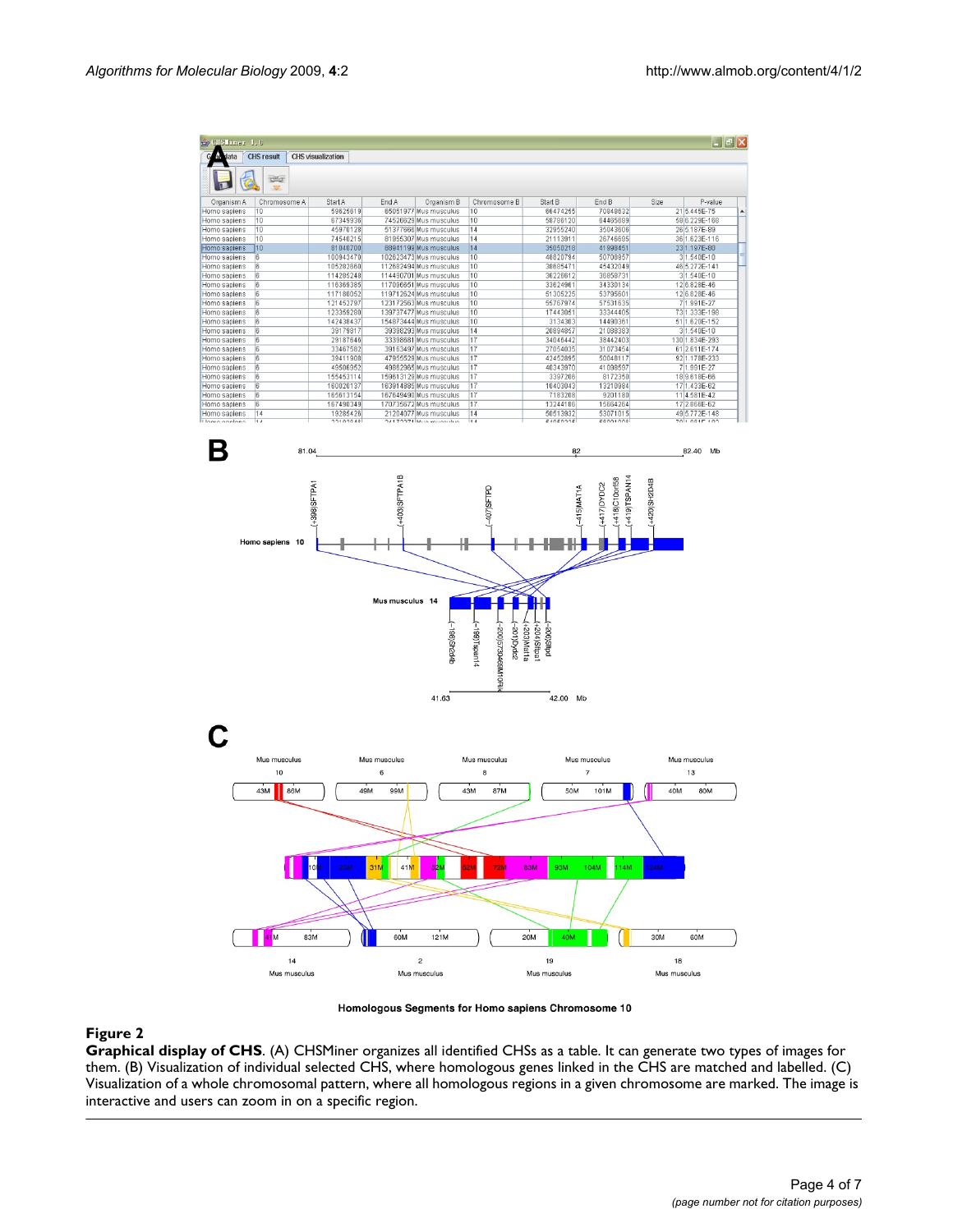**Figure 2**

**Graphical display of CHS**. (A) CHSMiner organizes all identified CHSs as a table. It can generate two types of images for them. (B) Visualization of individual selected CHS, where homologous genes linked in the CHS are matched and labelled. (C) Visualization of a whole chromosomal pattern, where all homologous regions in a given chromosome are marked. The image is interactive and users can zoom in on a specific region.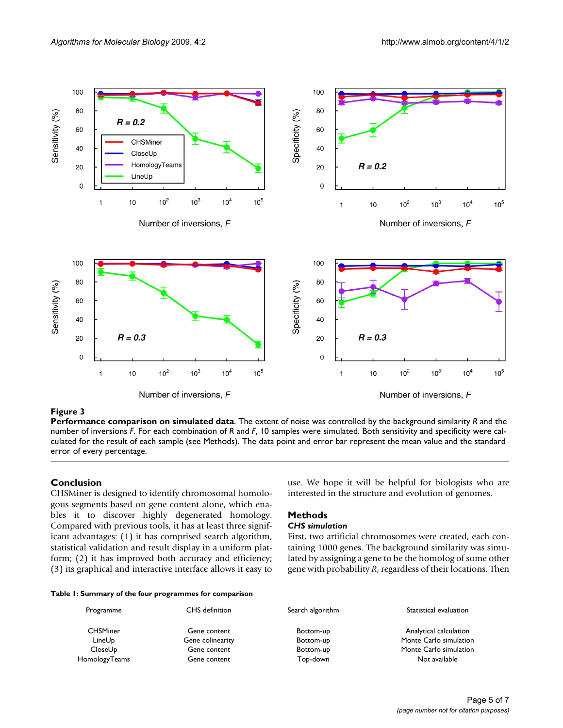**Figure 3**

**Performance comparison on simulated data**. The extent of noise was controlled by the background similarity *R* and the number of inversions *F*. For each combination of *R* and *F*, 10 samples were simulated. Both sensitivity and specificity were calculated for the result of each sample (see Methods). The data point and error bar represent the mean value and the standard error of every percentage.

## Conclusion

CHSMiner is designed to identify chromosomal homologous segments based on gene content alone, which enables it to discover highly degenerated homology. Compared with previous tools, it has at least three significant advantages: (1) it has comprised search algorithm, statistical validation and result display in a uniform platform; (2) it has improved both accuracy and efficiency; (3) its graphical and interactive interface allows it easy to use. We hope it will be helpful for biologists who are interested in the structure and evolution of genomes.

## Methods

### *CHS simulation*

First, two artificial chromosomes were created, each containing 1000 genes. The background similarity was simulated by assigning a gene to be the homolog of some other gene with probability *R*, regardless of their locations. Then

**Table 1: Summary of the four programmes for comparison**

| Programme | CHS definition | Search algorithm | Statistical evaluation |
|---|---|---|---|
| CHSMiner | Gene content | Bottom-up | Analytical calculation |
| LineUp | Gene colinearity | Bottom-up | Monte Carlo simulation |
| CloseUp | Gene content | Bottom-up | Monte Carlo simulation |
| HomologyTeams | Gene content | Top-down | Not available |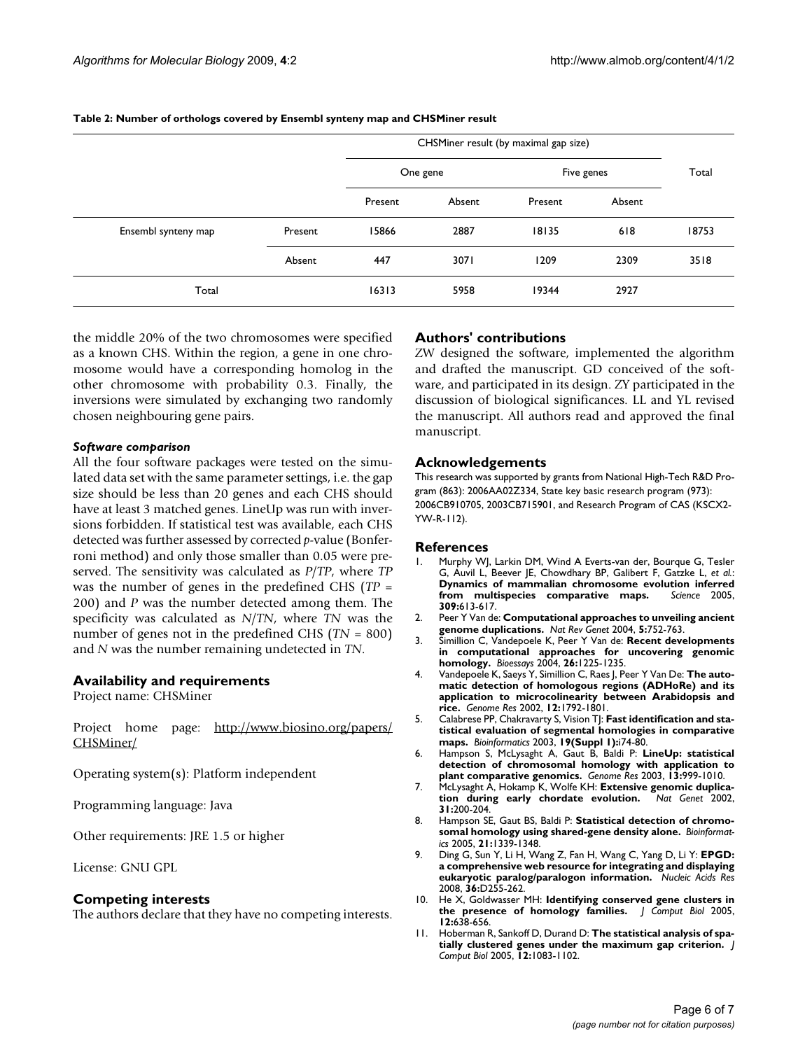**Table 2: Number of orthologs covered by Ensembl synteny map and CHSMiner result**

| | | CHSMiner result (by maximal gap size) | | | | Total |
|---|---|---|---|---|---|---|
| | | One gene | | Five genes | | |
| | | Present | Absent | Present | Absent | |
| Ensembl synteny map | Present | 15866 | 2887 | 18135 | 618 | 18753 |
| | Absent | 447 | 3071 | 1209 | 2309 | 3518 |
| Total | | 16313 | 5958 | 19344 | 2927 | |

the middle 20% of the two chromosomes were specified as a known CHS. Within the region, a gene in one chromosome would have a corresponding homolog in the other chromosome with probability 0.3. Finally, the inversions were simulated by exchanging two randomly chosen neighbouring gene pairs.

### *Software comparison*

All the four software packages were tested on the simulated data set with the same parameter settings, i.e. the gap size should be less than 20 genes and each CHS should have at least 3 matched genes. LineUp was run with inversions forbidden. If statistical test was available, each CHS detected was further assessed by corrected *p*-value (Bonferroni method) and only those smaller than 0.05 were preserved. The sensitivity was calculated as $P/TP$, where $TP$ was the number of genes in the predefined CHS ($TP = 200$) and $P$ was the number detected among them. The specificity was calculated as $N/TN$, where $TN$ was the number of genes not in the predefined CHS ($TN = 800$) and $N$ was the number remaining undetected in $TN$.

## Availability and requirements

Project name: CHSMiner

Project home page: http://www.biosino.org/papers/CHSMiner/

Operating system(s): Platform independent

Programming language: Java

Other requirements: JRE 1.5 or higher

License: GNU GPL

## Competing interests

The authors declare that they have no competing interests.

## Authors' contributions

ZW designed the software, implemented the algorithm and drafted the manuscript. GD conceived of the software, and participated in its design. ZY participated in the discussion of biological significances. LL and YL revised the manuscript. All authors read and approved the final manuscript.

## Acknowledgements

This research was supported by grants from National High-Tech R&D Program (863): 2006AA02Z334, State key basic research program (973): 2006CB910705, 2003CB715901, and Research Program of CAS (KSCX2-YW-R-112).

## References

1. Murphy WJ, Larkin DM, Wind A Everts-van der, Bourque G, Tesler G, Auvil L, Beever JE, Chowdhary BP, Galibert F, Gatzke L, *et al.*: **Dynamics of mammalian chromosome evolution inferred from multispecies comparative maps.** *Science* 2005, **309:**613-617.
2. Peer Y Van de: **Computational approaches to unveiling ancient genome duplications.** *Nat Rev Genet* 2004, **5:**752-763.
3. Simillion C, Vandepoele K, Peer Y Van de: **Recent developments in computational approaches for uncovering genomic homology.** *Bioessays* 2004, **26:**1225-1235.
4. Vandepoele K, Saeys Y, Simillion C, Raes J, Peer Y Van De: **The automatic detection of homologous regions (ADHoRe) and its application to microcolinearity between Arabidopsis and rice.** *Genome Res* 2002, **12:**1792-1801.
5. Calabrese PP, Chakravarty S, Vision TJ: **Fast identification and statistical evaluation of segmental homologies in comparative maps.** *Bioinformatics* 2003, **19(Suppl 1):**i74-80.
6. Hampson S, McLysaght A, Gaut B, Baldi P: **LineUp: statistical detection of chromosomal homology with application to plant comparative genomics.** *Genome Res* 2003, **13:**999-1010.
7. McLysaght A, Hokamp K, Wolfe KH: **Extensive genomic duplication during early chordate evolution.** *Nat Genet* 2002, **31:**200-204.
8. Hampson SE, Gaut BS, Baldi P: **Statistical detection of chromosomal homology using shared-gene density alone.** *Bioinformatics* 2005, **21:**1339-1348.
9. Ding G, Sun Y, Li H, Wang Z, Fan H, Wang C, Yang D, Li Y: **EPGD: a comprehensive web resource for integrating and displaying eukaryotic paralog/paralogon information.** *Nucleic Acids Res* 2008, **36:**D255-262.
10. He X, Goldwasser MH: **Identifying conserved gene clusters in the presence of homology families.** *J Comput Biol* 2005, **12:**638-656.
11. Hoberman R, Sankoff D, Durand D: **The statistical analysis of spatially clustered genes under the maximum gap criterion.** *J Comput Biol* 2005, **12:**1083-1102.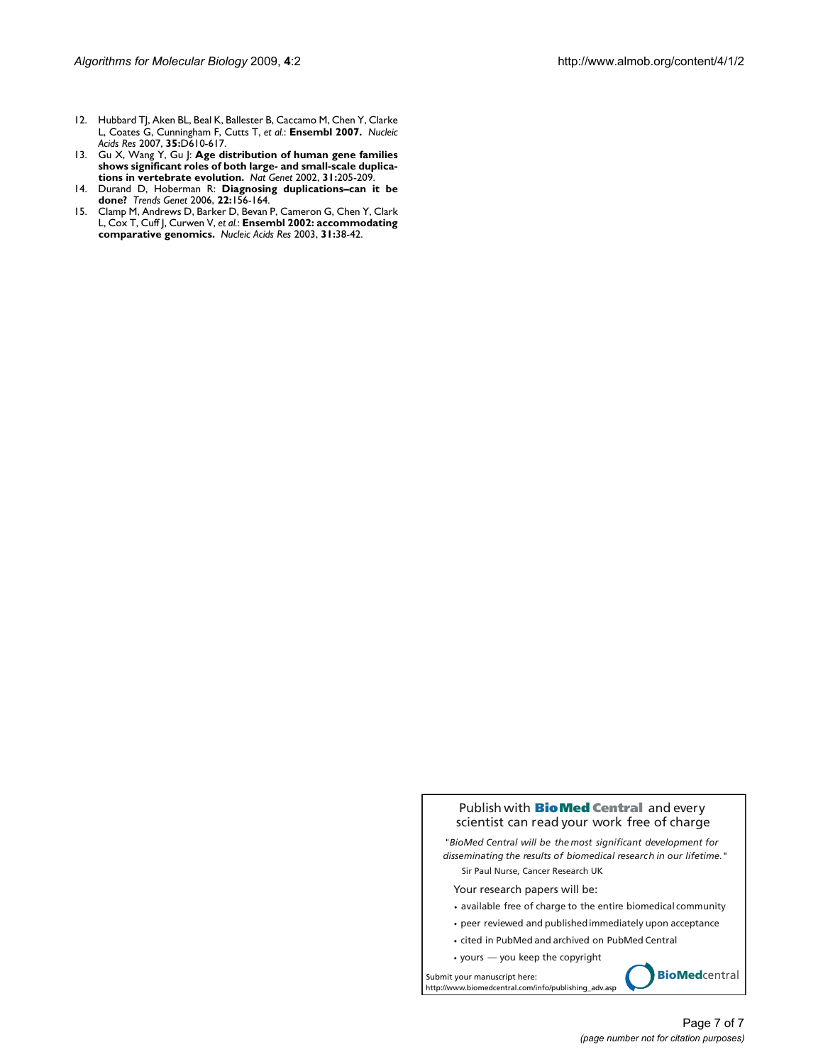12. Hubbard TJ, Aken BL, Beal K, Ballester B, Caccamo M, Chen Y, Clarke L, Coates G, Cunningham F, Cutts T, *et al.*: **Ensembl 2007.** *Nucleic Acids Res* 2007, **35:**D610-617.
13. Gu X, Wang Y, Gu J: **Age distribution of human gene families shows significant roles of both large- and small-scale duplications in vertebrate evolution.** *Nat Genet* 2002, **31:**205-209.
14. Durand D, Hoberman R: **Diagnosing duplications–can it be done?** *Trends Genet* 2006, **22:**156-164.
15. Clamp M, Andrews D, Barker D, Bevan P, Cameron G, Chen Y, Clark L, Cox T, Cuff J, Curwen V, *et al.*: **Ensembl 2002: accommodating comparative genomics.** *Nucleic Acids Res* 2003, **31:**38-42.

Publish with **BioMed Central** and every scientist can read your work free of charge

*"BioMed Central will be the most significant development for disseminating the results of biomedical research in our lifetime."*
Sir Paul Nurse, Cancer Research UK

Your research papers will be:

- available free of charge to the entire biomedical community
- peer reviewed and published immediately upon acceptance
- cited in PubMed and archived on PubMed Central
- yours — you keep the copyright

Submit your manuscript here:
http://www.biomedcentral.com/info/publishing_adv.asp

**BioMed**central